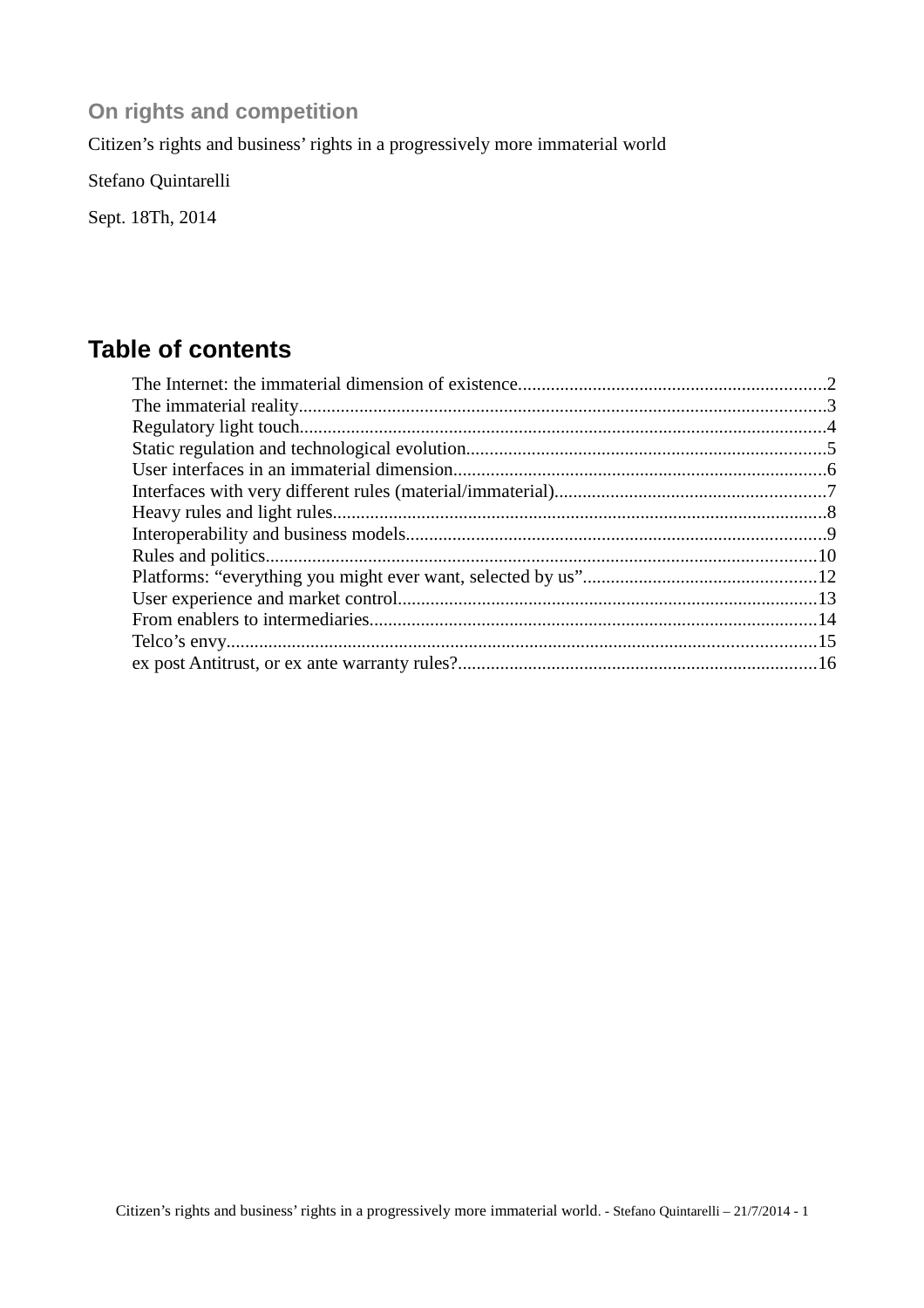## On rights and competition

Citizen’s rights and business’ rights in a progressively more immaterial world

Stefano Quintarelli

Sept. 18Th, 2014

# Table of contents

The Internet: the immaterial dimension of existence....2
The immaterial reality....3
Regulatory light touch....4
Static regulation and technological evolution....5
User interfaces in an immaterial dimension....6
Interfaces with very different rules (material/immaterial)....7
Heavy rules and light rules....8
Interoperability and business models....9
Rules and politics....10
Platforms: “everything you might ever want, selected by us”....12
User experience and market control....13
From enablers to intermediaries....14
Telco’s envy....15
ex post Antitrust, or ex ante warranty rules?....16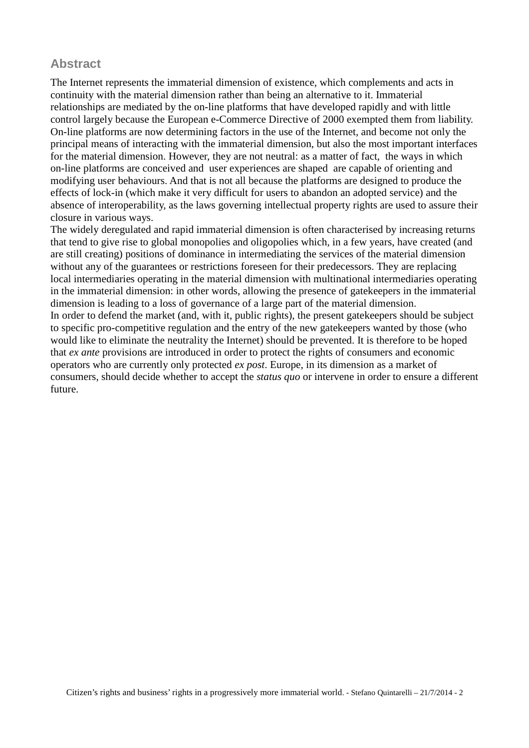## Abstract

The Internet represents the immaterial dimension of existence, which complements and acts in continuity with the material dimension rather than being an alternative to it. Immaterial relationships are mediated by the on-line platforms that have developed rapidly and with little control largely because the European e-Commerce Directive of 2000 exempted them from liability. On-line platforms are now determining factors in the use of the Internet, and become not only the principal means of interacting with the immaterial dimension, but also the most important interfaces for the material dimension. However, they are not neutral: as a matter of fact, the ways in which on-line platforms are conceived and user experiences are shaped are capable of orienting and modifying user behaviours. And that is not all because the platforms are designed to produce the effects of lock-in (which make it very difficult for users to abandon an adopted service) and the absence of interoperability, as the laws governing intellectual property rights are used to assure their closure in various ways.

The widely deregulated and rapid immaterial dimension is often characterised by increasing returns that tend to give rise to global monopolies and oligopolies which, in a few years, have created (and are still creating) positions of dominance in intermediating the services of the material dimension without any of the guarantees or restrictions foreseen for their predecessors. They are replacing local intermediaries operating in the material dimension with multinational intermediaries operating in the immaterial dimension: in other words, allowing the presence of gatekeepers in the immaterial dimension is leading to a loss of governance of a large part of the material dimension.

In order to defend the market (and, with it, public rights), the present gatekeepers should be subject to specific pro-competitive regulation and the entry of the new gatekeepers wanted by those (who would like to eliminate the neutrality the Internet) should be prevented. It is therefore to be hoped that *ex ante* provisions are introduced in order to protect the rights of consumers and economic operators who are currently only protected *ex post*. Europe, in its dimension as a market of consumers, should decide whether to accept the *status quo* or intervene in order to ensure a different future.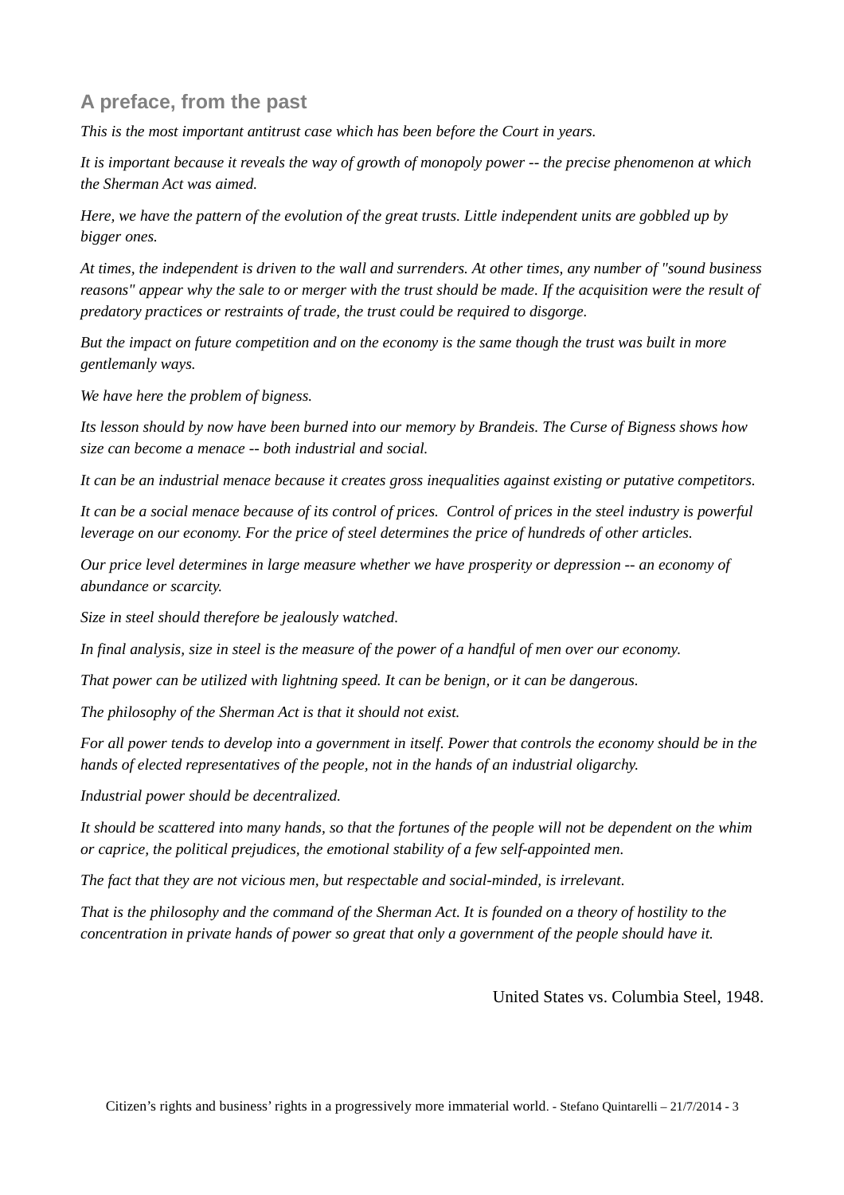## A preface, from the past

*This is the most important antitrust case which has been before the Court in years.*

*It is important because it reveals the way of growth of monopoly power -- the precise phenomenon at which the Sherman Act was aimed.*

*Here, we have the pattern of the evolution of the great trusts. Little independent units are gobbled up by bigger ones.*

*At times, the independent is driven to the wall and surrenders. At other times, any number of "sound business reasons" appear why the sale to or merger with the trust should be made. If the acquisition were the result of predatory practices or restraints of trade, the trust could be required to disgorge.*

*But the impact on future competition and on the economy is the same though the trust was built in more gentlemanly ways.*

*We have here the problem of bigness.*

*Its lesson should by now have been burned into our memory by Brandeis. The Curse of Bigness shows how size can become a menace -- both industrial and social.*

*It can be an industrial menace because it creates gross inequalities against existing or putative competitors.*

*It can be a social menace because of its control of prices. Control of prices in the steel industry is powerful leverage on our economy. For the price of steel determines the price of hundreds of other articles.*

*Our price level determines in large measure whether we have prosperity or depression -- an economy of abundance or scarcity.*

*Size in steel should therefore be jealously watched.*

*In final analysis, size in steel is the measure of the power of a handful of men over our economy.*

*That power can be utilized with lightning speed. It can be benign, or it can be dangerous.*

*The philosophy of the Sherman Act is that it should not exist.*

*For all power tends to develop into a government in itself. Power that controls the economy should be in the hands of elected representatives of the people, not in the hands of an industrial oligarchy.*

*Industrial power should be decentralized.*

*It should be scattered into many hands, so that the fortunes of the people will not be dependent on the whim or caprice, the political prejudices, the emotional stability of a few self-appointed men.*

*The fact that they are not vicious men, but respectable and social-minded, is irrelevant.*

*That is the philosophy and the command of the Sherman Act. It is founded on a theory of hostility to the concentration in private hands of power so great that only a government of the people should have it.*

United States vs. Columbia Steel, 1948.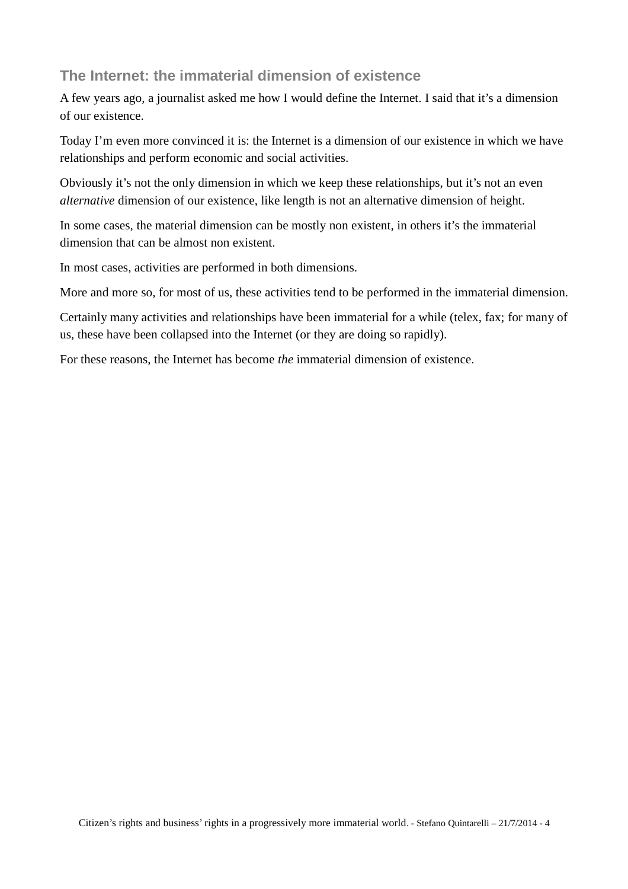## The Internet: the immaterial dimension of existence

A few years ago, a journalist asked me how I would define the Internet. I said that it's a dimension of our existence.

Today I'm even more convinced it is: the Internet is a dimension of our existence in which we have relationships and perform economic and social activities.

Obviously it's not the only dimension in which we keep these relationships, but it's not an even *alternative* dimension of our existence, like length is not an alternative dimension of height.

In some cases, the material dimension can be mostly non existent, in others it's the immaterial dimension that can be almost non existent.

In most cases, activities are performed in both dimensions.

More and more so, for most of us, these activities tend to be performed in the immaterial dimension.

Certainly many activities and relationships have been immaterial for a while (telex, fax; for many of us, these have been collapsed into the Internet (or they are doing so rapidly).

For these reasons, the Internet has become *the* immaterial dimension of existence.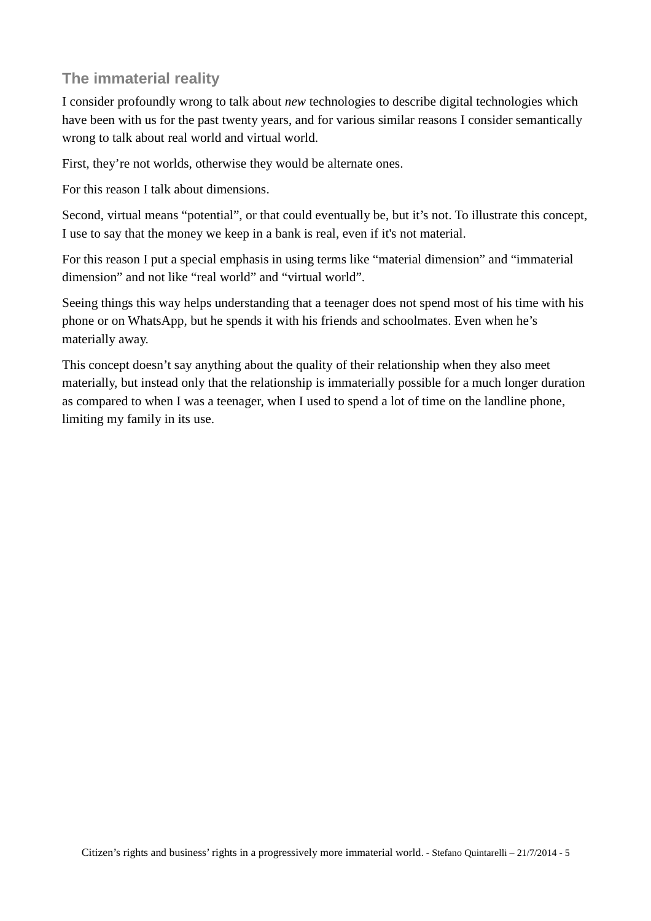## The immaterial reality

I consider profoundly wrong to talk about *new* technologies to describe digital technologies which have been with us for the past twenty years, and for various similar reasons I consider semantically wrong to talk about real world and virtual world.

First, they're not worlds, otherwise they would be alternate ones.

For this reason I talk about dimensions.

Second, virtual means "potential", or that could eventually be, but it's not. To illustrate this concept, I use to say that the money we keep in a bank is real, even if it's not material.

For this reason I put a special emphasis in using terms like "material dimension" and "immaterial dimension" and not like "real world" and "virtual world".

Seeing things this way helps understanding that a teenager does not spend most of his time with his phone or on WhatsApp, but he spends it with his friends and schoolmates. Even when he's materially away.

This concept doesn't say anything about the quality of their relationship when they also meet materially, but instead only that the relationship is immaterially possible for a much longer duration as compared to when I was a teenager, when I used to spend a lot of time on the landline phone, limiting my family in its use.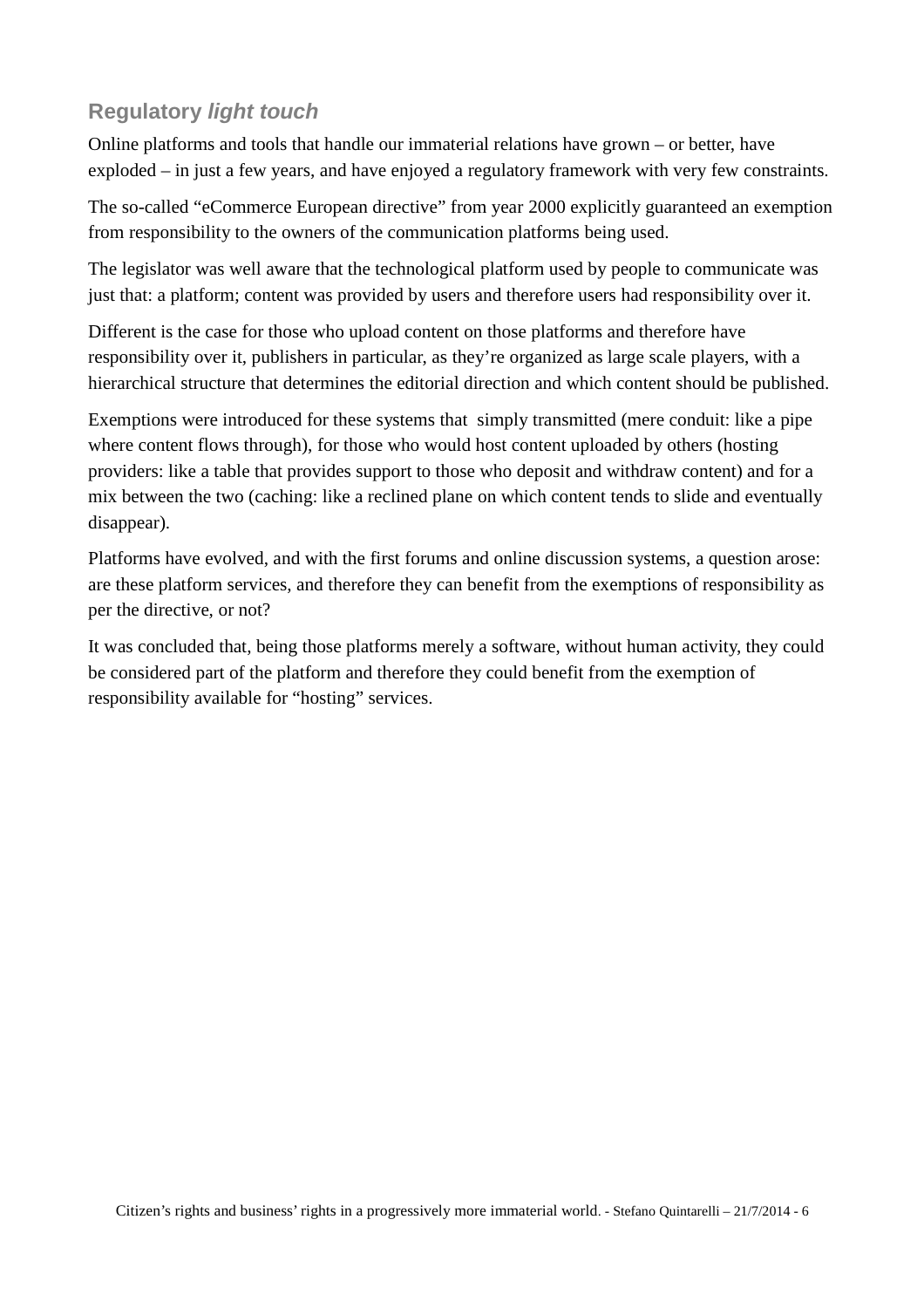## Regulatory *light touch*

Online platforms and tools that handle our immaterial relations have grown – or better, have exploded – in just a few years, and have enjoyed a regulatory framework with very few constraints.

The so-called "eCommerce European directive" from year 2000 explicitly guaranteed an exemption from responsibility to the owners of the communication platforms being used.

The legislator was well aware that the technological platform used by people to communicate was just that: a platform; content was provided by users and therefore users had responsibility over it.

Different is the case for those who upload content on those platforms and therefore have responsibility over it, publishers in particular, as they're organized as large scale players, with a hierarchical structure that determines the editorial direction and which content should be published.

Exemptions were introduced for these systems that simply transmitted (mere conduit: like a pipe where content flows through), for those who would host content uploaded by others (hosting providers: like a table that provides support to those who deposit and withdraw content) and for a mix between the two (caching: like a reclined plane on which content tends to slide and eventually disappear).

Platforms have evolved, and with the first forums and online discussion systems, a question arose: are these platform services, and therefore they can benefit from the exemptions of responsibility as per the directive, or not?

It was concluded that, being those platforms merely a software, without human activity, they could be considered part of the platform and therefore they could benefit from the exemption of responsibility available for "hosting" services.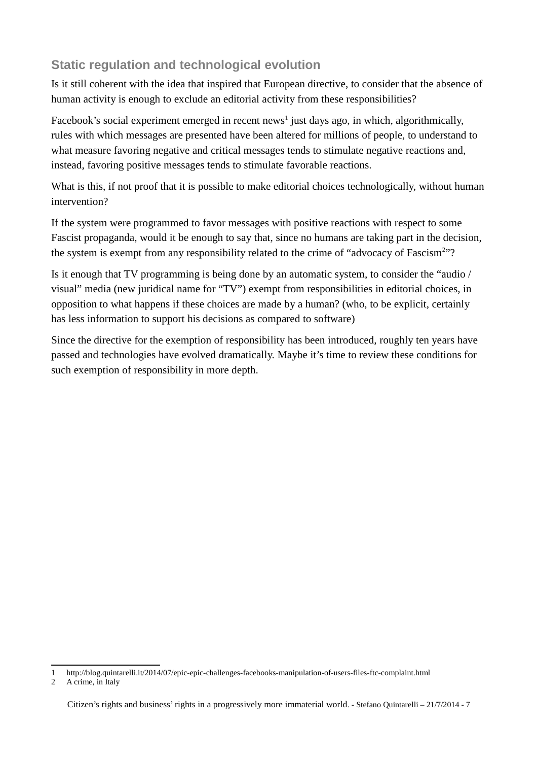## Static regulation and technological evolution

Is it still coherent with the idea that inspired that European directive, to consider that the absence of human activity is enough to exclude an editorial activity from these responsibilities?

Facebook's social experiment emerged in recent news[1] just days ago, in which, algorithmically, rules with which messages are presented have been altered for millions of people, to understand to what measure favoring negative and critical messages tends to stimulate negative reactions and, instead, favoring positive messages tends to stimulate favorable reactions.

What is this, if not proof that it is possible to make editorial choices technologically, without human intervention?

If the system were programmed to favor messages with positive reactions with respect to some Fascist propaganda, would it be enough to say that, since no humans are taking part in the decision, the system is exempt from any responsibility related to the crime of "advocacy of Fascism[2]"?

Is it enough that TV programming is being done by an automatic system, to consider the "audio / visual" media (new juridical name for "TV") exempt from responsibilities in editorial choices, in opposition to what happens if these choices are made by a human? (who, to be explicit, certainly has less information to support his decisions as compared to software)

Since the directive for the exemption of responsibility has been introduced, roughly ten years have passed and technologies have evolved dramatically. Maybe it's time to review these conditions for such exemption of responsibility in more depth.

---

1 http://blog.quintarelli.it/2014/07/epic-epic-challenges-facebooks-manipulation-of-users-files-ftc-complaint.html

2 A crime, in Italy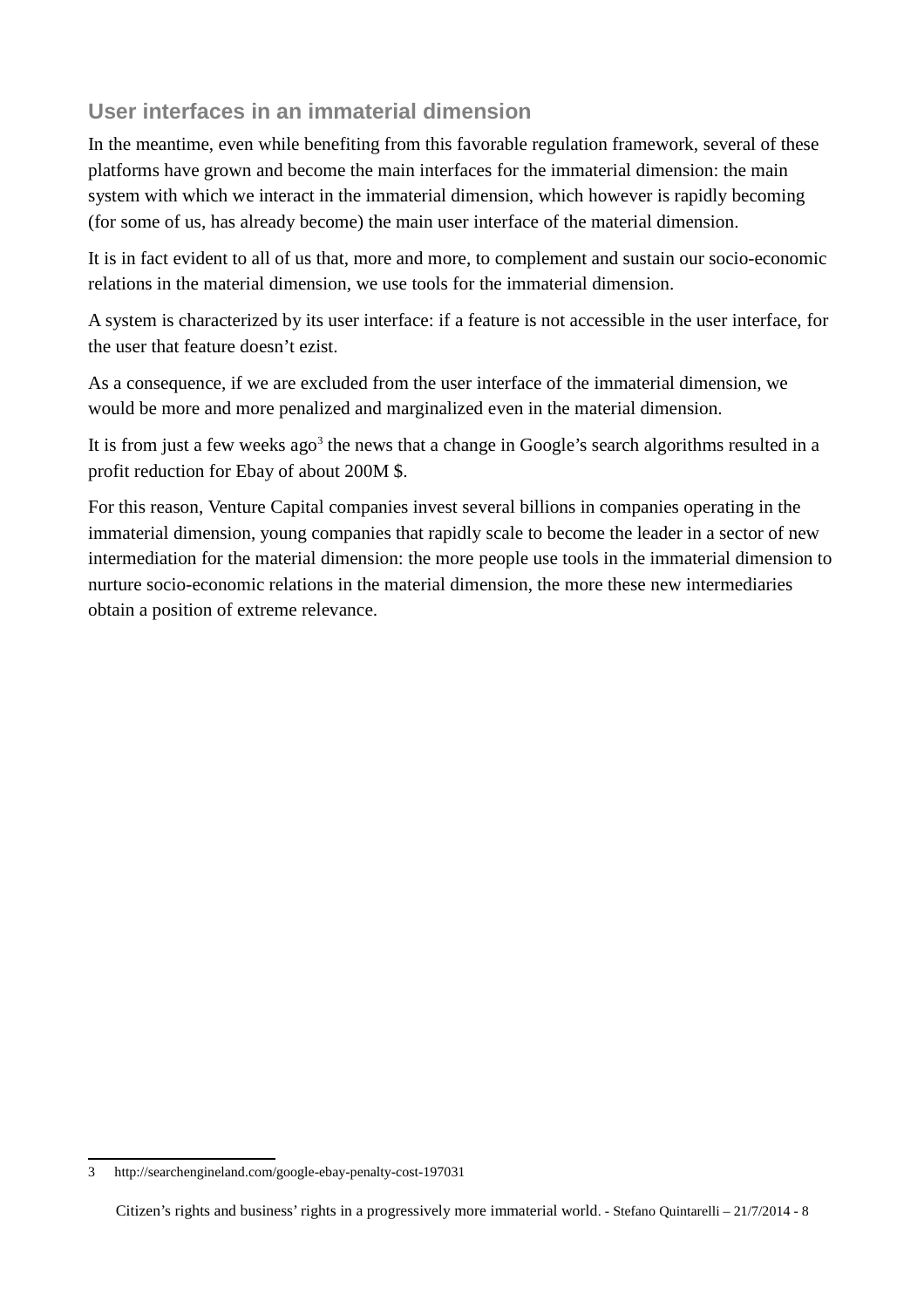## User interfaces in an immaterial dimension

In the meantime, even while benefiting from this favorable regulation framework, several of these platforms have grown and become the main interfaces for the immaterial dimension: the main system with which we interact in the immaterial dimension, which however is rapidly becoming (for some of us, has already become) the main user interface of the material dimension.

It is in fact evident to all of us that, more and more, to complement and sustain our socio-economic relations in the material dimension, we use tools for the immaterial dimension.

A system is characterized by its user interface: if a feature is not accessible in the user interface, for the user that feature doesn't ezist.

As a consequence, if we are excluded from the user interface of the immaterial dimension, we would be more and more penalized and marginalized even in the material dimension.

It is from just a few weeks ago[3] the news that a change in Google's search algorithms resulted in a profit reduction for Ebay of about 200M $.

For this reason, Venture Capital companies invest several billions in companies operating in the immaterial dimension, young companies that rapidly scale to become the leader in a sector of new intermediation for the material dimension: the more people use tools in the immaterial dimension to nurture socio-economic relations in the material dimension, the more these new intermediaries obtain a position of extreme relevance.

---

3 http://searchengineland.com/google-ebay-penalty-cost-197031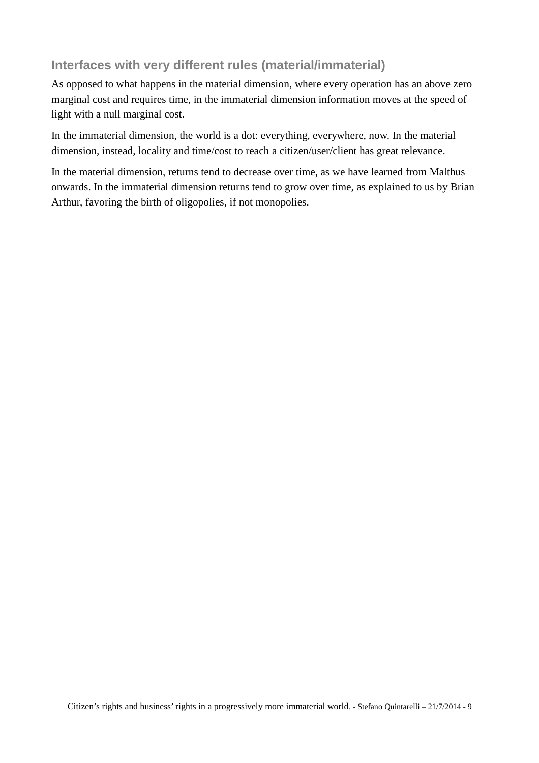## Interfaces with very different rules (material/immaterial)

As opposed to what happens in the material dimension, where every operation has an above zero marginal cost and requires time, in the immaterial dimension information moves at the speed of light with a null marginal cost.

In the immaterial dimension, the world is a dot: everything, everywhere, now. In the material dimension, instead, locality and time/cost to reach a citizen/user/client has great relevance.

In the material dimension, returns tend to decrease over time, as we have learned from Malthus onwards. In the immaterial dimension returns tend to grow over time, as explained to us by Brian Arthur, favoring the birth of oligopolies, if not monopolies.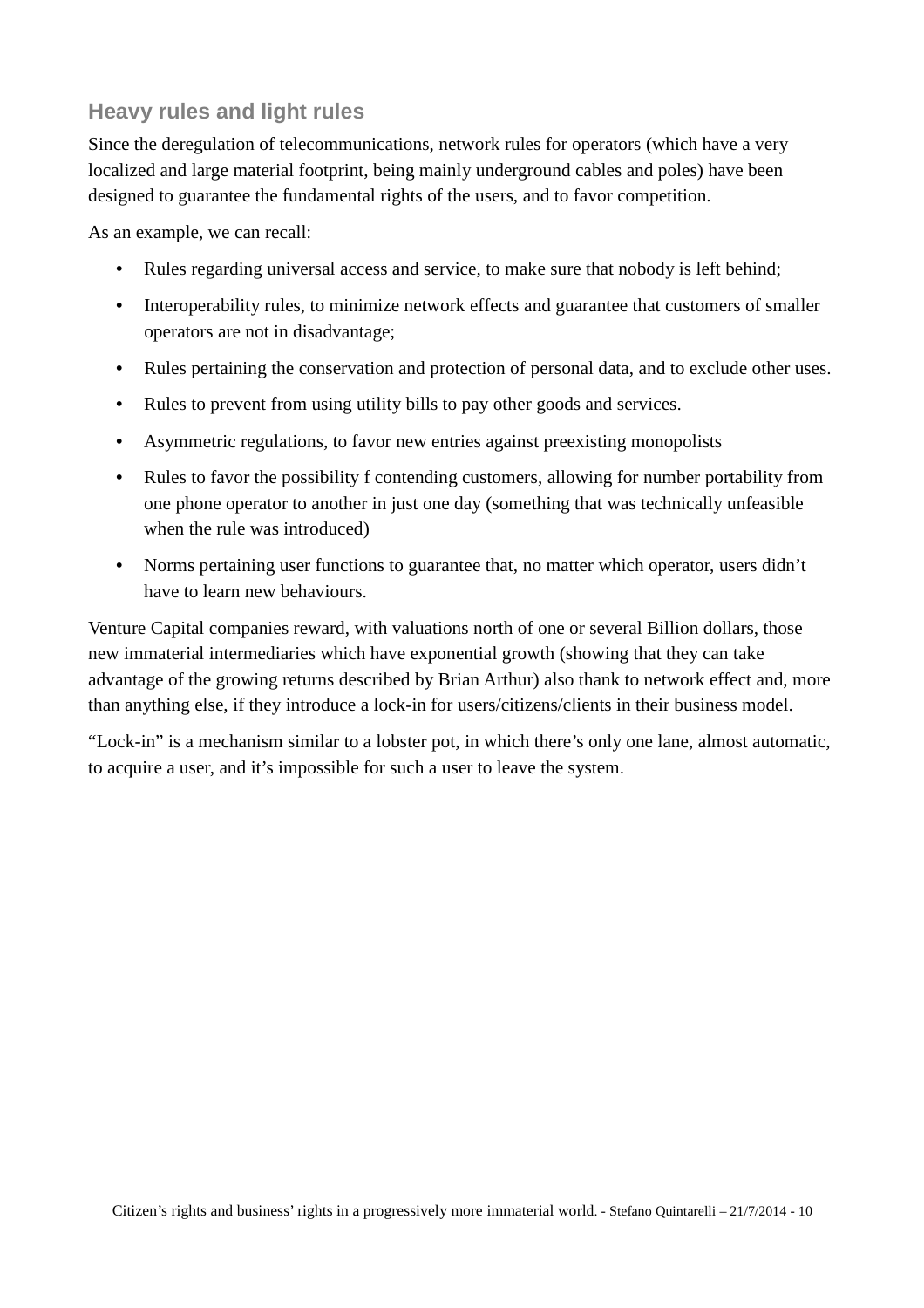## Heavy rules and light rules

Since the deregulation of telecommunications, network rules for operators (which have a very localized and large material footprint, being mainly underground cables and poles) have been designed to guarantee the fundamental rights of the users, and to favor competition.

As an example, we can recall:

- Rules regarding universal access and service, to make sure that nobody is left behind;
- Interoperability rules, to minimize network effects and guarantee that customers of smaller operators are not in disadvantage;
- Rules pertaining the conservation and protection of personal data, and to exclude other uses.
- Rules to prevent from using utility bills to pay other goods and services.
- Asymmetric regulations, to favor new entries against preexisting monopolists
- Rules to favor the possibility f contending customers, allowing for number portability from one phone operator to another in just one day (something that was technically unfeasible when the rule was introduced)
- Norms pertaining user functions to guarantee that, no matter which operator, users didn't have to learn new behaviours.

Venture Capital companies reward, with valuations north of one or several Billion dollars, those new immaterial intermediaries which have exponential growth (showing that they can take advantage of the growing returns described by Brian Arthur) also thank to network effect and, more than anything else, if they introduce a lock-in for users/citizens/clients in their business model.

"Lock-in" is a mechanism similar to a lobster pot, in which there's only one lane, almost automatic, to acquire a user, and it's impossible for such a user to leave the system.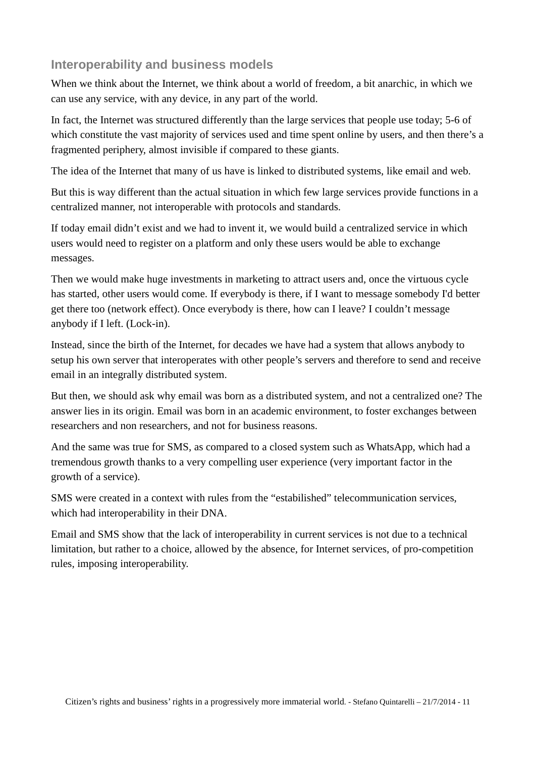## Interoperability and business models

When we think about the Internet, we think about a world of freedom, a bit anarchic, in which we can use any service, with any device, in any part of the world.

In fact, the Internet was structured differently than the large services that people use today; 5-6 of which constitute the vast majority of services used and time spent online by users, and then there's a fragmented periphery, almost invisible if compared to these giants.

The idea of the Internet that many of us have is linked to distributed systems, like email and web.

But this is way different than the actual situation in which few large services provide functions in a centralized manner, not interoperable with protocols and standards.

If today email didn't exist and we had to invent it, we would build a centralized service in which users would need to register on a platform and only these users would be able to exchange messages.

Then we would make huge investments in marketing to attract users and, once the virtuous cycle has started, other users would come. If everybody is there, if I want to message somebody I'd better get there too (network effect). Once everybody is there, how can I leave? I couldn't message anybody if I left. (Lock-in).

Instead, since the birth of the Internet, for decades we have had a system that allows anybody to setup his own server that interoperates with other people's servers and therefore to send and receive email in an integrally distributed system.

But then, we should ask why email was born as a distributed system, and not a centralized one? The answer lies in its origin. Email was born in an academic environment, to foster exchanges between researchers and non researchers, and not for business reasons.

And the same was true for SMS, as compared to a closed system such as WhatsApp, which had a tremendous growth thanks to a very compelling user experience (very important factor in the growth of a service).

SMS were created in a context with rules from the "estabilished" telecommunication services, which had interoperability in their DNA.

Email and SMS show that the lack of interoperability in current services is not due to a technical limitation, but rather to a choice, allowed by the absence, for Internet services, of pro-competition rules, imposing interoperability.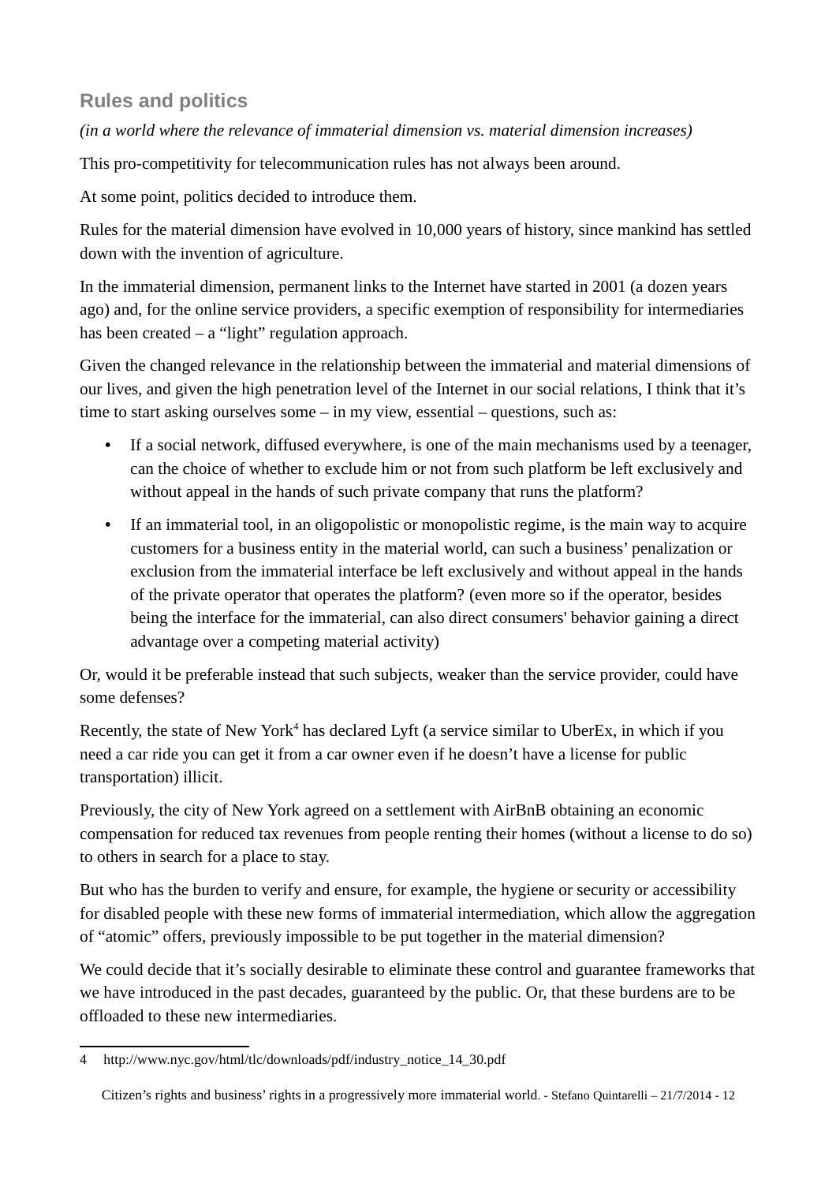## Rules and politics

*(in a world where the relevance of immaterial dimension vs. material dimension increases)*

This pro-competitivity for telecommunication rules has not always been around.

At some point, politics decided to introduce them.

Rules for the material dimension have evolved in 10,000 years of history, since mankind has settled down with the invention of agriculture.

In the immaterial dimension, permanent links to the Internet have started in 2001 (a dozen years ago) and, for the online service providers, a specific exemption of responsibility for intermediaries has been created – a "light" regulation approach.

Given the changed relevance in the relationship between the immaterial and material dimensions of our lives, and given the high penetration level of the Internet in our social relations, I think that it's time to start asking ourselves some – in my view, essential – questions, such as:

- If a social network, diffused everywhere, is one of the main mechanisms used by a teenager, can the choice of whether to exclude him or not from such platform be left exclusively and without appeal in the hands of such private company that runs the platform?
- If an immaterial tool, in an oligopolistic or monopolistic regime, is the main way to acquire customers for a business entity in the material world, can such a business' penalization or exclusion from the immaterial interface be left exclusively and without appeal in the hands of the private operator that operates the platform? (even more so if the operator, besides being the interface for the immaterial, can also direct consumers' behavior gaining a direct advantage over a competing material activity)

Or, would it be preferable instead that such subjects, weaker than the service provider, could have some defenses?

Recently, the state of New York[4] has declared Lyft (a service similar to UberEx, in which if you need a car ride you can get it from a car owner even if he doesn't have a license for public transportation) illicit.

Previously, the city of New York agreed on a settlement with AirBnB obtaining an economic compensation for reduced tax revenues from people renting their homes (without a license to do so) to others in search for a place to stay.

But who has the burden to verify and ensure, for example, the hygiene or security or accessibility for disabled people with these new forms of immaterial intermediation, which allow the aggregation of "atomic" offers, previously impossible to be put together in the material dimension?

We could decide that it's socially desirable to eliminate these control and guarantee frameworks that we have introduced in the past decades, guaranteed by the public. Or, that these burdens are to be offloaded to these new intermediaries.

4 http://www.nyc.gov/html/tlc/downloads/pdf/industry_notice_14_30.pdf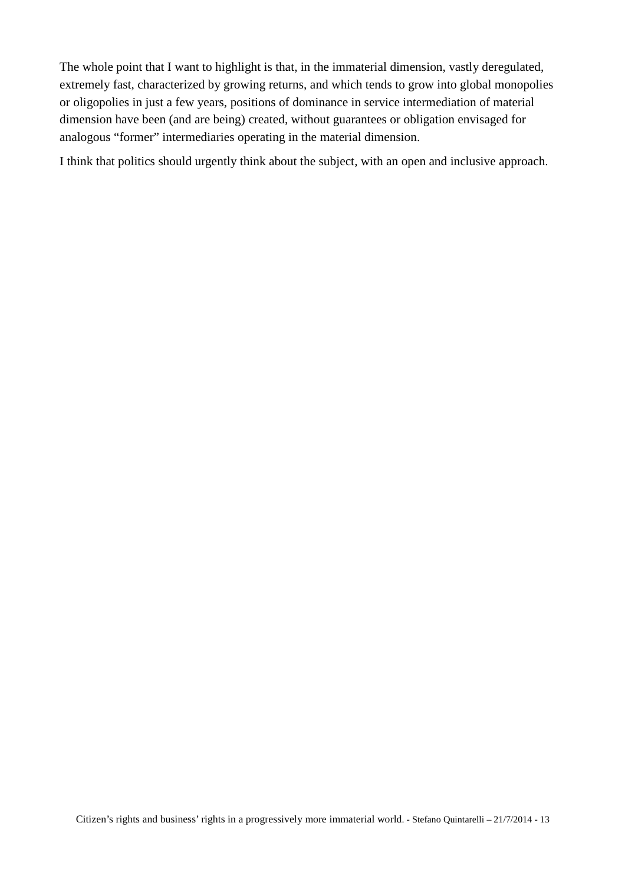The whole point that I want to highlight is that, in the immaterial dimension, vastly deregulated, extremely fast, characterized by growing returns, and which tends to grow into global monopolies or oligopolies in just a few years, positions of dominance in service intermediation of material dimension have been (and are being) created, without guarantees or obligation envisaged for analogous "former" intermediaries operating in the material dimension.

I think that politics should urgently think about the subject, with an open and inclusive approach.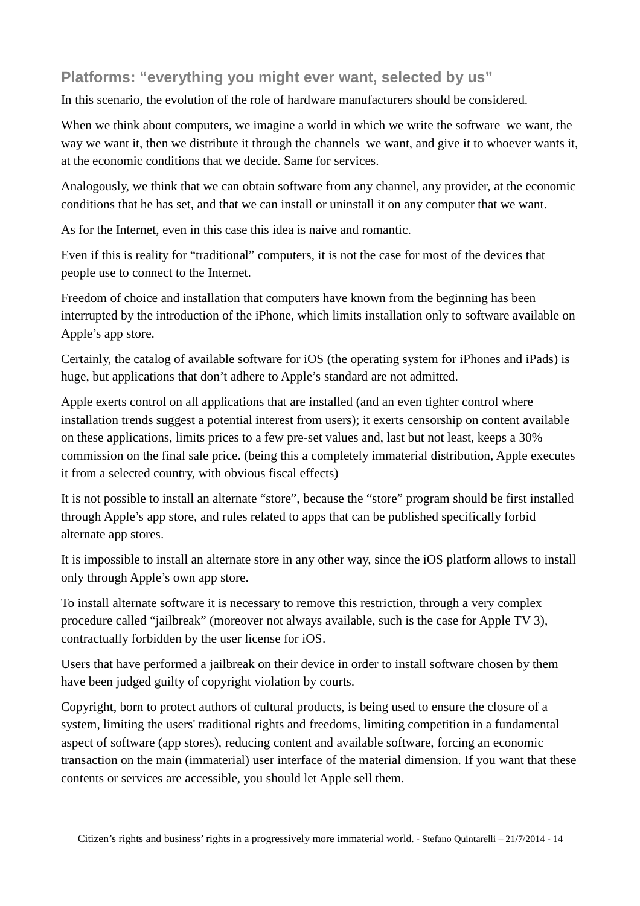## Platforms: "everything you might ever want, selected by us"

In this scenario, the evolution of the role of hardware manufacturers should be considered.

When we think about computers, we imagine a world in which we write the software we want, the way we want it, then we distribute it through the channels we want, and give it to whoever wants it, at the economic conditions that we decide. Same for services.

Analogously, we think that we can obtain software from any channel, any provider, at the economic conditions that he has set, and that we can install or uninstall it on any computer that we want.

As for the Internet, even in this case this idea is naive and romantic.

Even if this is reality for "traditional" computers, it is not the case for most of the devices that people use to connect to the Internet.

Freedom of choice and installation that computers have known from the beginning has been interrupted by the introduction of the iPhone, which limits installation only to software available on Apple's app store.

Certainly, the catalog of available software for iOS (the operating system for iPhones and iPads) is huge, but applications that don't adhere to Apple's standard are not admitted.

Apple exerts control on all applications that are installed (and an even tighter control where installation trends suggest a potential interest from users); it exerts censorship on content available on these applications, limits prices to a few pre-set values and, last but not least, keeps a 30% commission on the final sale price. (being this a completely immaterial distribution, Apple executes it from a selected country, with obvious fiscal effects)

It is not possible to install an alternate "store", because the "store" program should be first installed through Apple's app store, and rules related to apps that can be published specifically forbid alternate app stores.

It is impossible to install an alternate store in any other way, since the iOS platform allows to install only through Apple's own app store.

To install alternate software it is necessary to remove this restriction, through a very complex procedure called "jailbreak" (moreover not always available, such is the case for Apple TV 3), contractually forbidden by the user license for iOS.

Users that have performed a jailbreak on their device in order to install software chosen by them have been judged guilty of copyright violation by courts.

Copyright, born to protect authors of cultural products, is being used to ensure the closure of a system, limiting the users' traditional rights and freedoms, limiting competition in a fundamental aspect of software (app stores), reducing content and available software, forcing an economic transaction on the main (immaterial) user interface of the material dimension. If you want that these contents or services are accessible, you should let Apple sell them.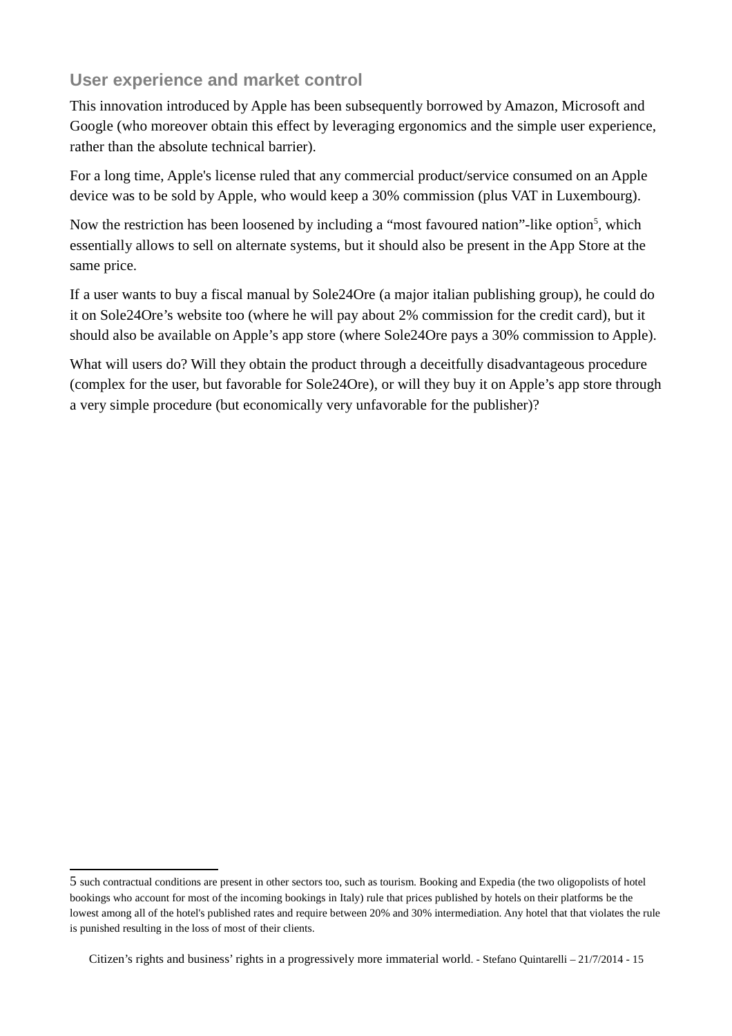## User experience and market control

This innovation introduced by Apple has been subsequently borrowed by Amazon, Microsoft and Google (who moreover obtain this effect by leveraging ergonomics and the simple user experience, rather than the absolute technical barrier).

For a long time, Apple's license ruled that any commercial product/service consumed on an Apple device was to be sold by Apple, who would keep a 30% commission (plus VAT in Luxembourg).

Now the restriction has been loosened by including a "most favoured nation"-like option[5], which essentially allows to sell on alternate systems, but it should also be present in the App Store at the same price.

If a user wants to buy a fiscal manual by Sole24Ore (a major italian publishing group), he could do it on Sole24Ore's website too (where he will pay about 2% commission for the credit card), but it should also be available on Apple's app store (where Sole24Ore pays a 30% commission to Apple).

What will users do? Will they obtain the product through a deceitfully disadvantageous procedure (complex for the user, but favorable for Sole24Ore), or will they buy it on Apple's app store through a very simple procedure (but economically very unfavorable for the publisher)?

---

5 such contractual conditions are present in other sectors too, such as tourism. Booking and Expedia (the two oligopolists of hotel bookings who account for most of the incoming bookings in Italy) rule that prices published by hotels on their platforms be the lowest among all of the hotel's published rates and require between 20% and 30% intermediation. Any hotel that that violates the rule is punished resulting in the loss of most of their clients.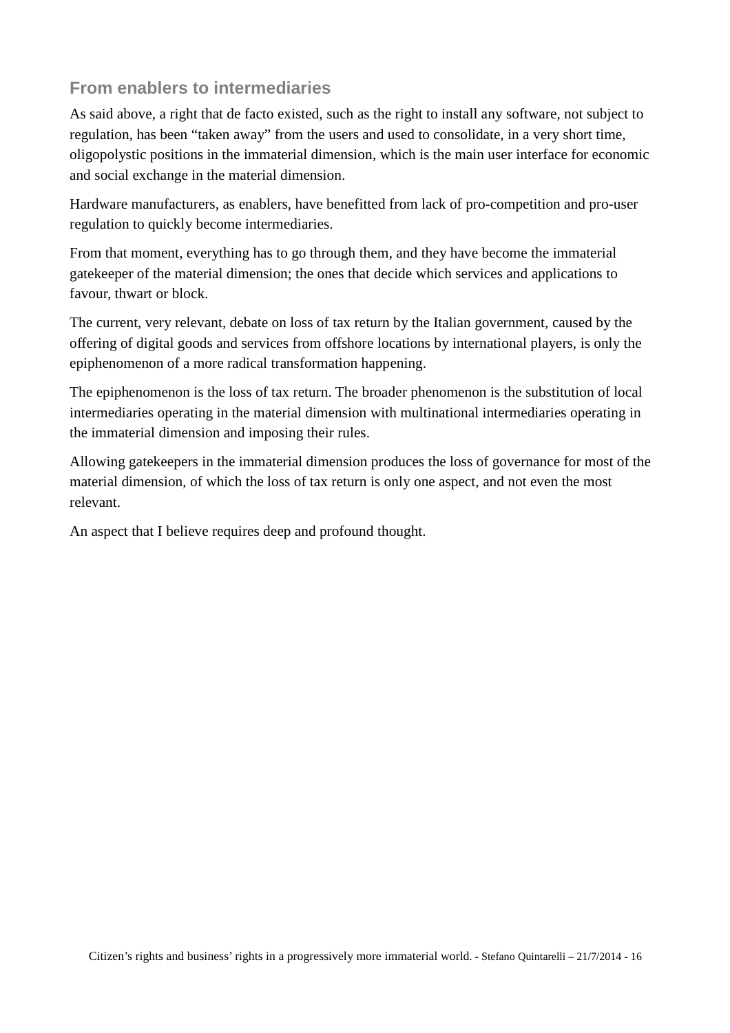## From enablers to intermediaries

As said above, a right that de facto existed, such as the right to install any software, not subject to regulation, has been "taken away" from the users and used to consolidate, in a very short time, oligopolystic positions in the immaterial dimension, which is the main user interface for economic and social exchange in the material dimension.

Hardware manufacturers, as enablers, have benefitted from lack of pro-competition and pro-user regulation to quickly become intermediaries.

From that moment, everything has to go through them, and they have become the immaterial gatekeeper of the material dimension; the ones that decide which services and applications to favour, thwart or block.

The current, very relevant, debate on loss of tax return by the Italian government, caused by the offering of digital goods and services from offshore locations by international players, is only the epiphenomenon of a more radical transformation happening.

The epiphenomenon is the loss of tax return. The broader phenomenon is the substitution of local intermediaries operating in the material dimension with multinational intermediaries operating in the immaterial dimension and imposing their rules.

Allowing gatekeepers in the immaterial dimension produces the loss of governance for most of the material dimension, of which the loss of tax return is only one aspect, and not even the most relevant.

An aspect that I believe requires deep and profound thought.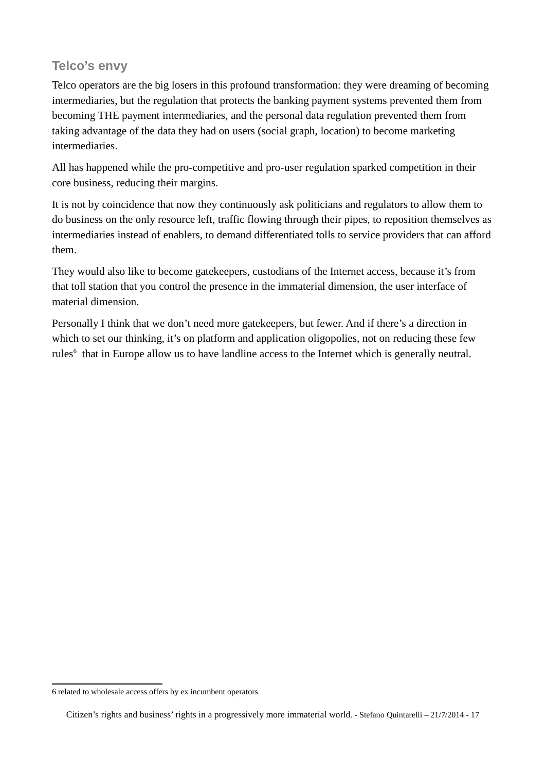## Telco's envy

Telco operators are the big losers in this profound transformation: they were dreaming of becoming intermediaries, but the regulation that protects the banking payment systems prevented them from becoming THE payment intermediaries, and the personal data regulation prevented them from taking advantage of the data they had on users (social graph, location) to become marketing intermediaries.

All has happened while the pro-competitive and pro-user regulation sparked competition in their core business, reducing their margins.

It is not by coincidence that now they continuously ask politicians and regulators to allow them to do business on the only resource left, traffic flowing through their pipes, to reposition themselves as intermediaries instead of enablers, to demand differentiated tolls to service providers that can afford them.

They would also like to become gatekeepers, custodians of the Internet access, because it's from that toll station that you control the presence in the immaterial dimension, the user interface of material dimension.

Personally I think that we don't need more gatekeepers, but fewer. And if there's a direction in which to set our thinking, it's on platform and application oligopolies, not on reducing these few rules[6] that in Europe allow us to have landline access to the Internet which is generally neutral.

---

6 related to wholesale access offers by ex incumbent operators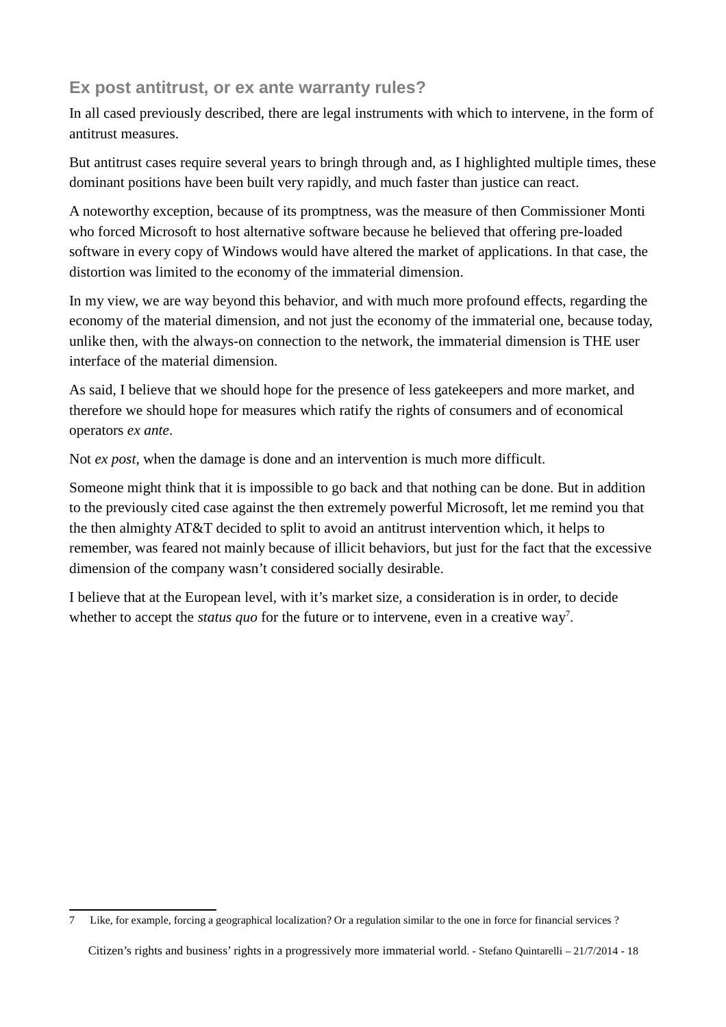## Ex post antitrust, or ex ante warranty rules?

In all cased previously described, there are legal instruments with which to intervene, in the form of antitrust measures.

But antitrust cases require several years to bringh through and, as I highlighted multiple times, these dominant positions have been built very rapidly, and much faster than justice can react.

A noteworthy exception, because of its promptness, was the measure of then Commissioner Monti who forced Microsoft to host alternative software because he believed that offering pre-loaded software in every copy of Windows would have altered the market of applications. In that case, the distortion was limited to the economy of the immaterial dimension.

In my view, we are way beyond this behavior, and with much more profound effects, regarding the economy of the material dimension, and not just the economy of the immaterial one, because today, unlike then, with the always-on connection to the network, the immaterial dimension is THE user interface of the material dimension.

As said, I believe that we should hope for the presence of less gatekeepers and more market, and therefore we should hope for measures which ratify the rights of consumers and of economical operators *ex ante*.

Not *ex post*, when the damage is done and an intervention is much more difficult.

Someone might think that it is impossible to go back and that nothing can be done. But in addition to the previously cited case against the then extremely powerful Microsoft, let me remind you that the then almighty AT&T decided to split to avoid an antitrust intervention which, it helps to remember, was feared not mainly because of illicit behaviors, but just for the fact that the excessive dimension of the company wasn't considered socially desirable.

I believe that at the European level, with it's market size, a consideration is in order, to decide whether to accept the *status quo* for the future or to intervene, even in a creative way[7].

[7] Like, for example, forcing a geographical localization? Or a regulation similar to the one in force for financial services ?